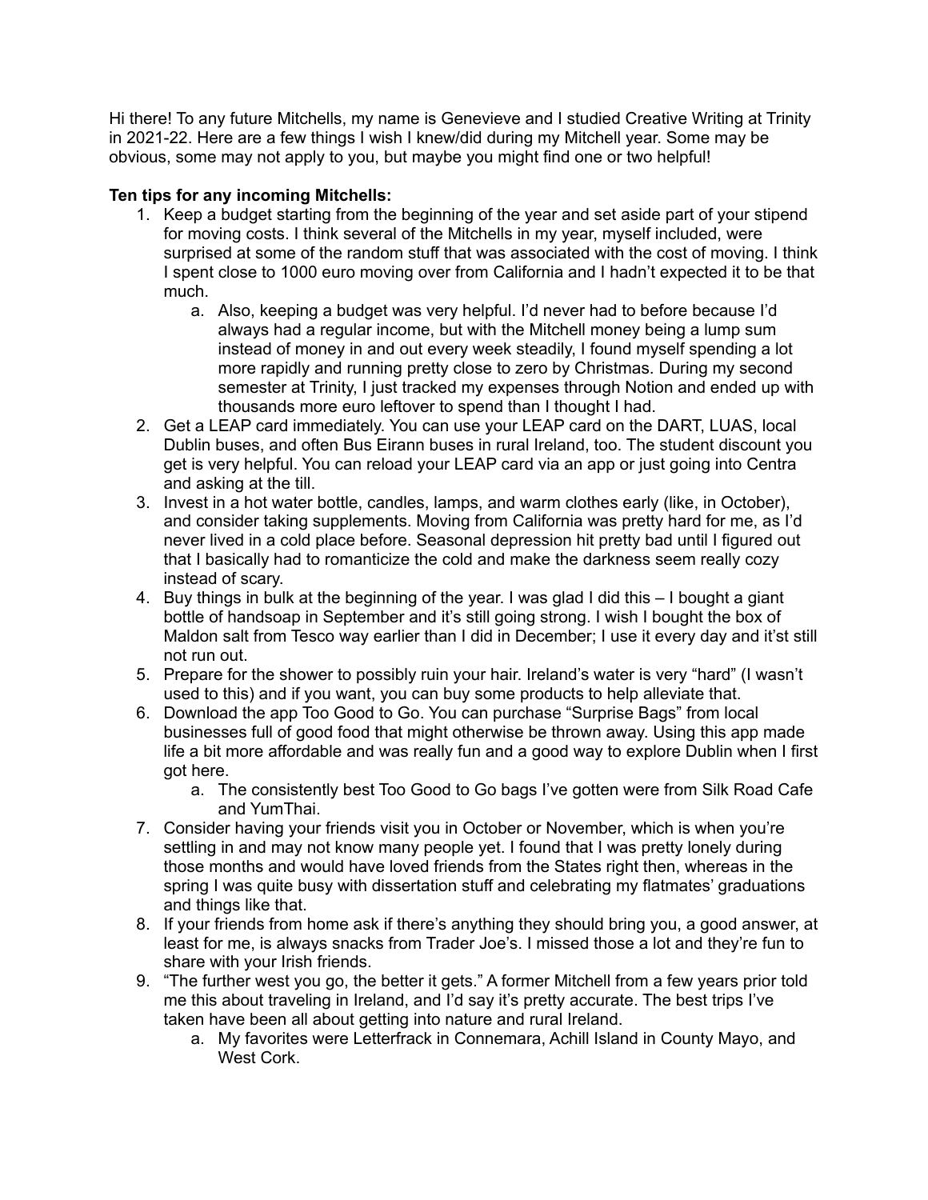Hi there! To any future Mitchells, my name is Genevieve and I studied Creative Writing at Trinity in 2021-22. Here are a few things I wish I knew/did during my Mitchell year. Some may be obvious, some may not apply to you, but maybe you might find one or two helpful!

**Ten tips for any incoming Mitchells:**

1. Keep a budget starting from the beginning of the year and set aside part of your stipend for moving costs. I think several of the Mitchells in my year, myself included, were surprised at some of the random stuff that was associated with the cost of moving. I think I spent close to 1000 euro moving over from California and I hadn't expected it to be that much.
    a. Also, keeping a budget was very helpful. I'd never had to before because I'd always had a regular income, but with the Mitchell money being a lump sum instead of money in and out every week steadily, I found myself spending a lot more rapidly and running pretty close to zero by Christmas. During my second semester at Trinity, I just tracked my expenses through Notion and ended up with thousands more euro leftover to spend than I thought I had.
2. Get a LEAP card immediately. You can use your LEAP card on the DART, LUAS, local Dublin buses, and often Bus Eirann buses in rural Ireland, too. The student discount you get is very helpful. You can reload your LEAP card via an app or just going into Centra and asking at the till.
3. Invest in a hot water bottle, candles, lamps, and warm clothes early (like, in October), and consider taking supplements. Moving from California was pretty hard for me, as I'd never lived in a cold place before. Seasonal depression hit pretty bad until I figured out that I basically had to romanticize the cold and make the darkness seem really cozy instead of scary.
4. Buy things in bulk at the beginning of the year. I was glad I did this – I bought a giant bottle of handsoap in September and it's still going strong. I wish I bought the box of Maldon salt from Tesco way earlier than I did in December; I use it every day and it'st still not run out.
5. Prepare for the shower to possibly ruin your hair. Ireland's water is very "hard" (I wasn't used to this) and if you want, you can buy some products to help alleviate that.
6. Download the app Too Good to Go. You can purchase "Surprise Bags" from local businesses full of good food that might otherwise be thrown away. Using this app made life a bit more affordable and was really fun and a good way to explore Dublin when I first got here.
    a. The consistently best Too Good to Go bags I've gotten were from Silk Road Cafe and YumThai.
7. Consider having your friends visit you in October or November, which is when you're settling in and may not know many people yet. I found that I was pretty lonely during those months and would have loved friends from the States right then, whereas in the spring I was quite busy with dissertation stuff and celebrating my flatmates' graduations and things like that.
8. If your friends from home ask if there's anything they should bring you, a good answer, at least for me, is always snacks from Trader Joe's. I missed those a lot and they're fun to share with your Irish friends.
9. "The further west you go, the better it gets." A former Mitchell from a few years prior told me this about traveling in Ireland, and I'd say it's pretty accurate. The best trips I've taken have been all about getting into nature and rural Ireland.
    a. My favorites were Letterfrack in Connemara, Achill Island in County Mayo, and West Cork.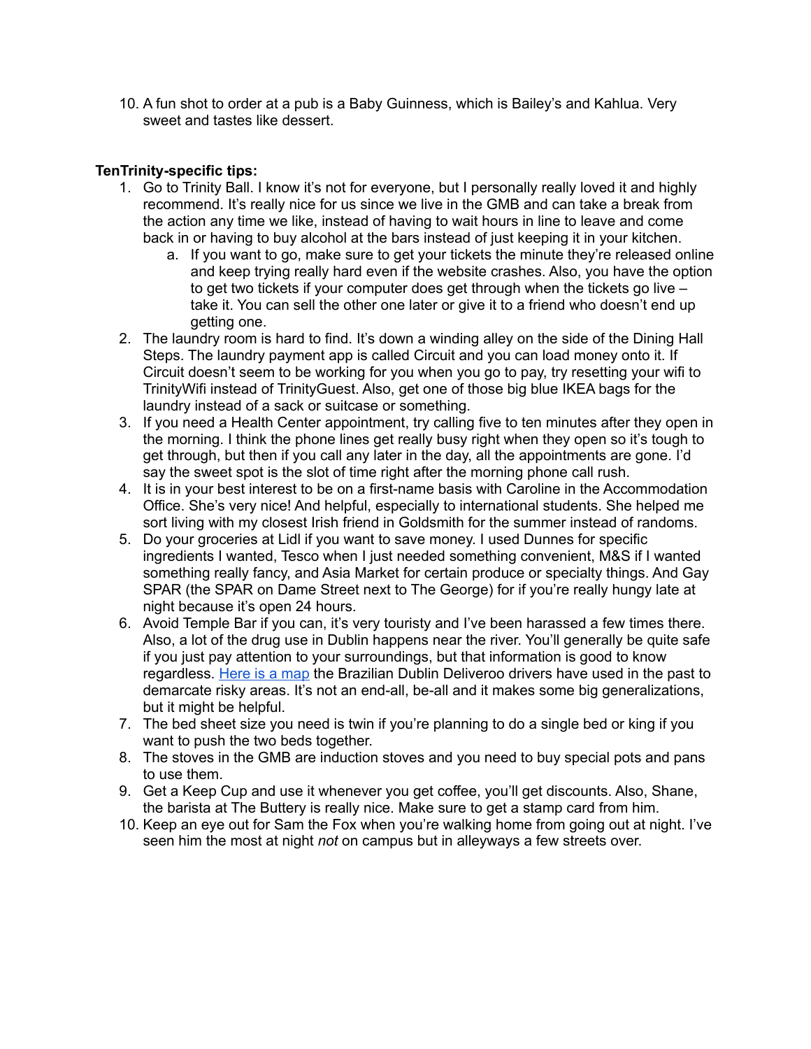10. A fun shot to order at a pub is a Baby Guinness, which is Bailey's and Kahlua. Very sweet and tastes like dessert.

**TenTrinity-specific tips:**

1. Go to Trinity Ball. I know it's not for everyone, but I personally really loved it and highly recommend. It's really nice for us since we live in the GMB and can take a break from the action any time we like, instead of having to wait hours in line to leave and come back in or having to buy alcohol at the bars instead of just keeping it in your kitchen.
   a. If you want to go, make sure to get your tickets the minute they're released online and keep trying really hard even if the website crashes. Also, you have the option to get two tickets if your computer does get through when the tickets go live – take it. You can sell the other one later or give it to a friend who doesn't end up getting one.
2. The laundry room is hard to find. It's down a winding alley on the side of the Dining Hall Steps. The laundry payment app is called Circuit and you can load money onto it. If Circuit doesn't seem to be working for you when you go to pay, try resetting your wifi to TrinityWifi instead of TrinityGuest. Also, get one of those big blue IKEA bags for the laundry instead of a sack or suitcase or something.
3. If you need a Health Center appointment, try calling five to ten minutes after they open in the morning. I think the phone lines get really busy right when they open so it's tough to get through, but then if you call any later in the day, all the appointments are gone. I'd say the sweet spot is the slot of time right after the morning phone call rush.
4. It is in your best interest to be on a first-name basis with Caroline in the Accommodation Office. She's very nice! And helpful, especially to international students. She helped me sort living with my closest Irish friend in Goldsmith for the summer instead of randoms.
5. Do your groceries at Lidl if you want to save money. I used Dunnes for specific ingredients I wanted, Tesco when I just needed something convenient, M&S if I wanted something really fancy, and Asia Market for certain produce or specialty things. And Gay SPAR (the SPAR on Dame Street next to The George) for if you're really hungy late at night because it's open 24 hours.
6. Avoid Temple Bar if you can, it's very touristy and I've been harassed a few times there. Also, a lot of the drug use in Dublin happens near the river. You'll generally be quite safe if you just pay attention to your surroundings, but that information is good to know regardless. Here is a map the Brazilian Dublin Deliveroo drivers have used in the past to demarcate risky areas. It's not an end-all, be-all and it makes some big generalizations, but it might be helpful.
7. The bed sheet size you need is twin if you're planning to do a single bed or king if you want to push the two beds together.
8. The stoves in the GMB are induction stoves and you need to buy special pots and pans to use them.
9. Get a Keep Cup and use it whenever you get coffee, you'll get discounts. Also, Shane, the barista at The Buttery is really nice. Make sure to get a stamp card from him.
10. Keep an eye out for Sam the Fox when you're walking home from going out at night. I've seen him the most at night *not* on campus but in alleyways a few streets over.